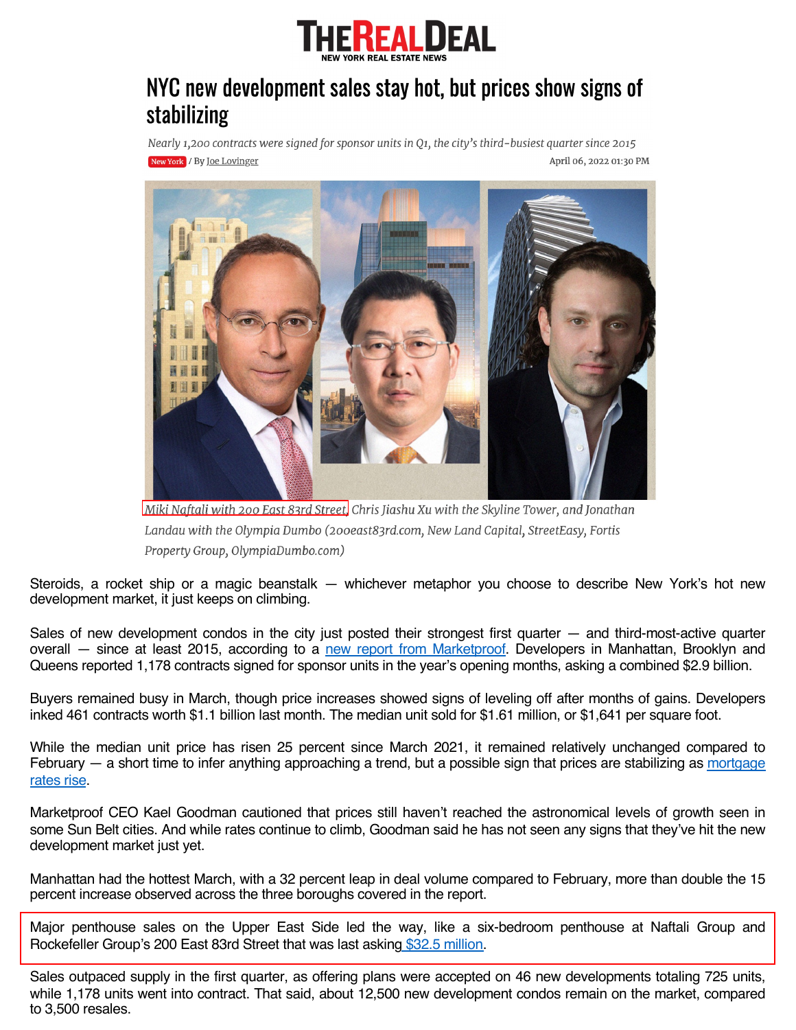# THE REAL DEAL

NEW YORK REAL ESTATE NEWS

# NYC new development sales stay hot, but prices show signs of stabilizing

*Nearly 1,200 contracts were signed for sponsor units in Q1, the city's third-busiest quarter since 2015*

New York / By Joe Lovinger

April 06, 2022 01:30 PM

*Miki Naftali with 200 East 83rd Street, Chris Jiashu Xu with the Skyline Tower, and Jonathan Landau with the Olympia Dumbo (200east83rd.com, New Land Capital, StreetEasy, Fortis Property Group, OlympiaDumbo.com)*

Steroids, a rocket ship or a magic beanstalk — whichever metaphor you choose to describe New York's hot new development market, it just keeps on climbing.

Sales of new development condos in the city just posted their strongest first quarter — and third-most-active quarter overall — since at least 2015, according to a new report from Marketproof. Developers in Manhattan, Brooklyn and Queens reported 1,178 contracts signed for sponsor units in the year's opening months, asking a combined $2.9 billion.

Buyers remained busy in March, though price increases showed signs of leveling off after months of gains. Developers inked 461 contracts worth $1.1 billion last month. The median unit sold for $1.61 million, or $1,641 per square foot.

While the median unit price has risen 25 percent since March 2021, it remained relatively unchanged compared to February — a short time to infer anything approaching a trend, but a possible sign that prices are stabilizing as mortgage rates rise.

Marketproof CEO Kael Goodman cautioned that prices still haven't reached the astronomical levels of growth seen in some Sun Belt cities. And while rates continue to climb, Goodman said he has not seen any signs that they've hit the new development market just yet.

Manhattan had the hottest March, with a 32 percent leap in deal volume compared to February, more than double the 15 percent increase observed across the three boroughs covered in the report.

Major penthouse sales on the Upper East Side led the way, like a six-bedroom penthouse at Naftali Group and Rockefeller Group's 200 East 83rd Street that was last asking $32.5 million.

Sales outpaced supply in the first quarter, as offering plans were accepted on 46 new developments totaling 725 units, while 1,178 units went into contract. That said, about 12,500 new development condos remain on the market, compared to 3,500 resales.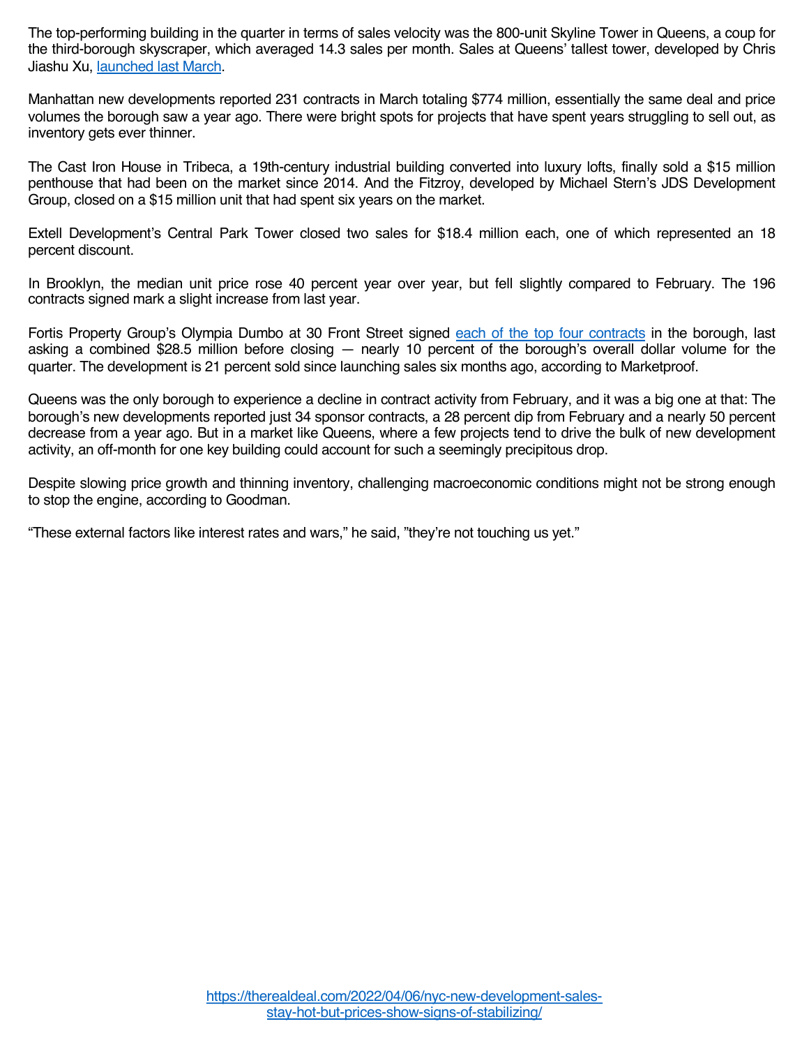The top-performing building in the quarter in terms of sales velocity was the 800-unit Skyline Tower in Queens, a coup for the third-borough skyscraper, which averaged 14.3 sales per month. Sales at Queens' tallest tower, developed by Chris Jiashu Xu, launched last March.

Manhattan new developments reported 231 contracts in March totaling $774 million, essentially the same deal and price volumes the borough saw a year ago. There were bright spots for projects that have spent years struggling to sell out, as inventory gets ever thinner.

The Cast Iron House in Tribeca, a 19th-century industrial building converted into luxury lofts, finally sold a $15 million penthouse that had been on the market since 2014. And the Fitzroy, developed by Michael Stern's JDS Development Group, closed on a $15 million unit that had spent six years on the market.

Extell Development's Central Park Tower closed two sales for $18.4 million each, one of which represented an 18 percent discount.

In Brooklyn, the median unit price rose 40 percent year over year, but fell slightly compared to February. The 196 contracts signed mark a slight increase from last year.

Fortis Property Group's Olympia Dumbo at 30 Front Street signed each of the top four contracts in the borough, last asking a combined $28.5 million before closing — nearly 10 percent of the borough's overall dollar volume for the quarter. The development is 21 percent sold since launching sales six months ago, according to Marketproof.

Queens was the only borough to experience a decline in contract activity from February, and it was a big one at that: The borough's new developments reported just 34 sponsor contracts, a 28 percent dip from February and a nearly 50 percent decrease from a year ago. But in a market like Queens, where a few projects tend to drive the bulk of new development activity, an off-month for one key building could account for such a seemingly precipitous drop.

Despite slowing price growth and thinning inventory, challenging macroeconomic conditions might not be strong enough to stop the engine, according to Goodman.

"These external factors like interest rates and wars," he said, "they're not touching us yet."

https://therealdeal.com/2022/04/06/nyc-new-development-sales-stay-hot-but-prices-show-signs-of-stabilizing/